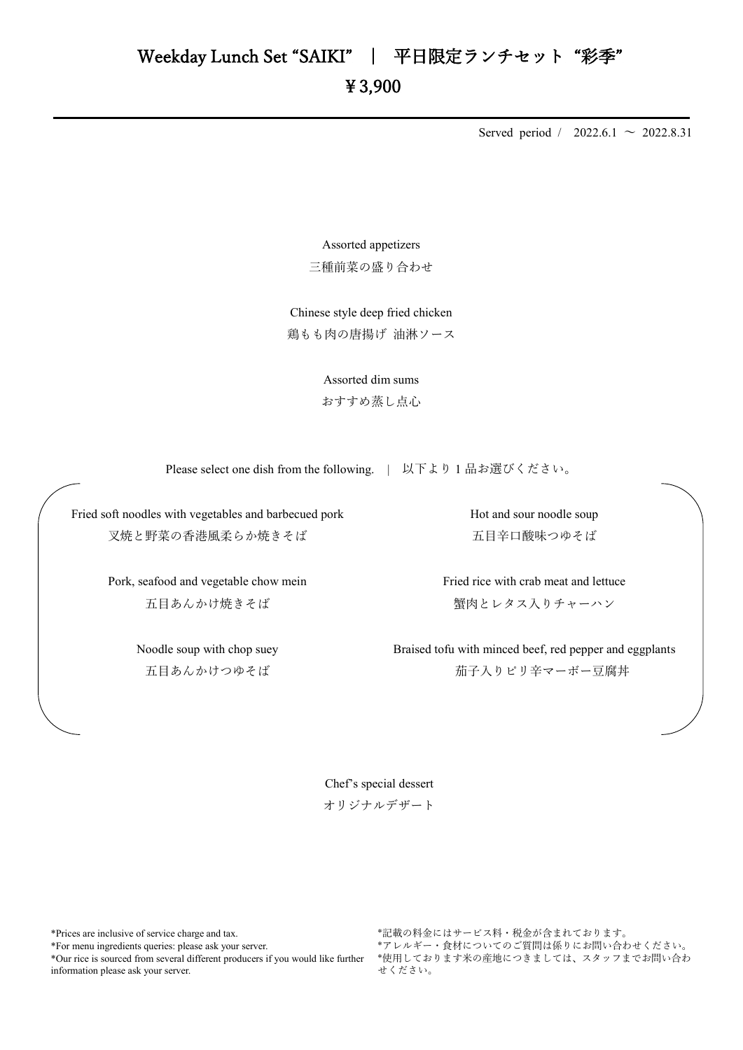# Weekday Lunch Set “SAIKI” ｜ 平日限定ランチセット “彩季”

## ￥3,900

Served period / 2022.6.1 ～ 2022.8.31

Assorted appetizers
三種前菜の盛り合わせ

Chinese style deep fried chicken
鶏もも肉の唐揚げ 油淋ソース

Assorted dim sums
おすすめ蒸し点心

Please select one dish from the following. | 以下より 1 品お選びください。

Fried soft noodles with vegetables and barbecued pork
叉焼と野菜の香港風柔らか焼きそば

Pork, seafood and vegetable chow mein
五目あんかけ焼きそば

Noodle soup with chop suey
五目あんかけつゆそば

Hot and sour noodle soup
五目辛口酸味つゆそば

Fried rice with crab meat and lettuce
蟹肉とレタス入りチャーハン

Braised tofu with minced beef, red pepper and eggplants
茄子入りピリ辛マーボー豆腐丼

Chef’s special dessert
オリジナルデザート

*Prices are inclusive of service charge and tax.
*For menu ingredients queries: please ask your server.
*Our rice is sourced from several different producers if you would like further information please ask your server.

*記載の料金にはサービス料・税金が含まれております。
*アレルギー・食材についてのご質問は係りにお問い合わせください。
*使用しております米の産地につきましては、スタッフまでお問い合わせください。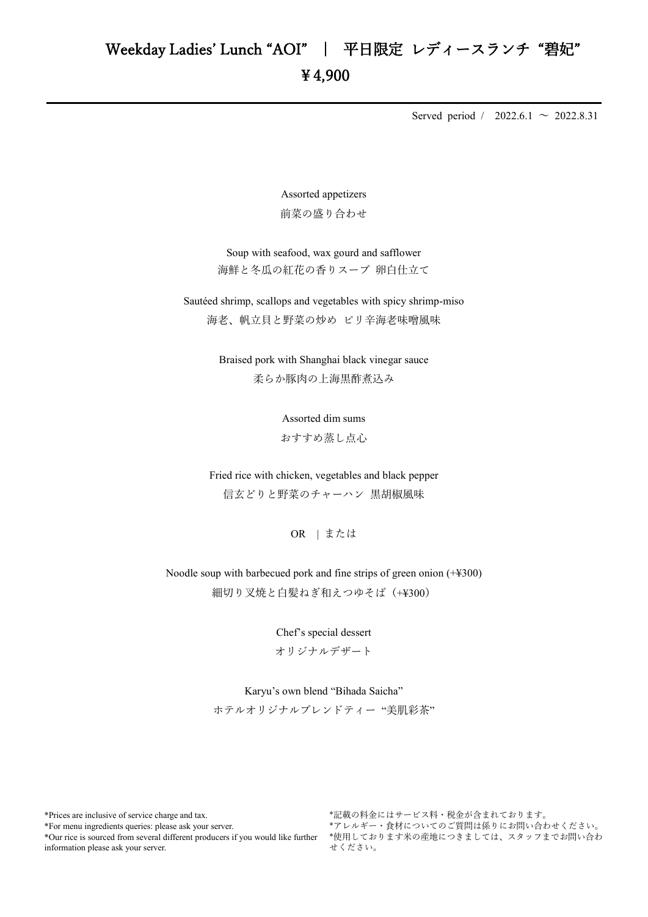# Weekday Ladies' Lunch "AOI" ｜ 平日限定 レディースランチ "碧妃"

# ￥4,900

Served period / 2022.6.1 ～ 2022.8.31

Assorted appetizers
前菜の盛り合わせ

Soup with seafood, wax gourd and safflower
海鮮と冬瓜の紅花の香りスープ 卵白仕立て

Sautéed shrimp, scallops and vegetables with spicy shrimp-miso
海老、帆立貝と野菜の炒め ピリ辛海老味噌風味

Braised pork with Shanghai black vinegar sauce
柔らか豚肉の上海黒酢煮込み

Assorted dim sums
おすすめ蒸し点心

Fried rice with chicken, vegetables and black pepper
信玄どりと野菜のチャーハン 黒胡椒風味

OR ｜または

Noodle soup with barbecued pork and fine strips of green onion (+¥300)
細切り叉焼と白髪ねぎ和えつゆそば（+¥300）

Chef's special dessert
オリジナルデザート

Karyu's own blend "Bihada Saicha"
ホテルオリジナルブレンドティー "美肌彩茶"

*Prices are inclusive of service charge and tax.
*For menu ingredients queries: please ask your server.
*Our rice is sourced from several different producers if you would like further information please ask your server.

*記載の料金にはサービス料・税金が含まれております。
*アレルギー・食材についてのご質問は係りにお問い合わせください。
*使用しております米の産地につきましては、スタッフまでお問い合わせください。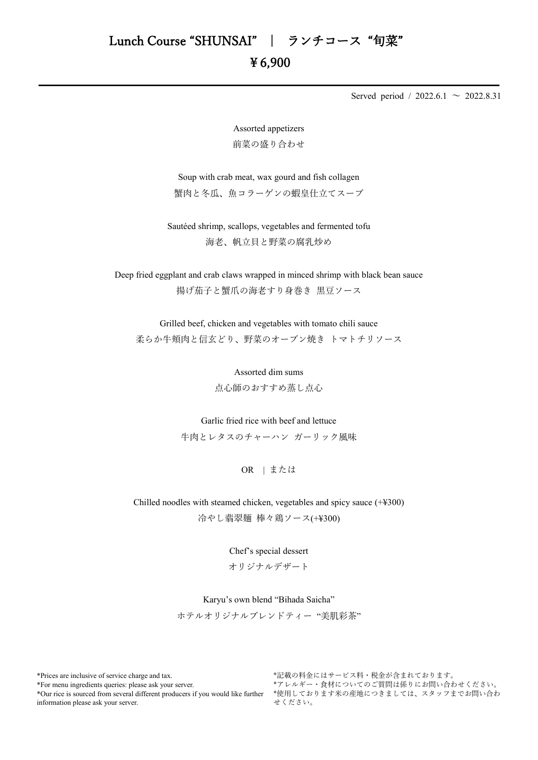# Lunch Course "SHUNSAI" ｜ ランチコース "旬菜"

## ¥6,900

---

Served period / 2022.6.1 ～ 2022.8.31

Assorted appetizers
前菜の盛り合わせ

Soup with crab meat, wax gourd and fish collagen
蟹肉と冬瓜、魚コラーゲンの蝦皇仕立てスープ

Sautéed shrimp, scallops, vegetables and fermented tofu
海老、帆立貝と野菜の腐乳炒め

Deep fried eggplant and crab claws wrapped in minced shrimp with black bean sauce
揚げ茄子と蟹爪の海老すり身巻き 黒豆ソース

Grilled beef, chicken and vegetables with tomato chili sauce
柔らか牛頬肉と信玄どり、野菜のオーブン焼き トマトチリソース

Assorted dim sums
点心師のおすすめ蒸し点心

Garlic fried rice with beef and lettuce
牛肉とレタスのチャーハン ガーリック風味

OR ｜または

Chilled noodles with steamed chicken, vegetables and spicy sauce (+¥300)
冷やし翡翠麺 棒々鶏ソース(+¥300)

Chef's special dessert
オリジナルデザート

Karyu's own blend "Bihada Saicha"
ホテルオリジナルブレンドティー "美肌彩茶"

*Prices are inclusive of service charge and tax.
*For menu ingredients queries: please ask your server.
*Our rice is sourced from several different producers if you would like further information please ask your server.

*記載の料金にはサービス料・税金が含まれております。
*アレルギー・食材についてのご質問は係りにお問い合わせください。
*使用しております米の産地につきましては、スタッフまでお問い合わせください。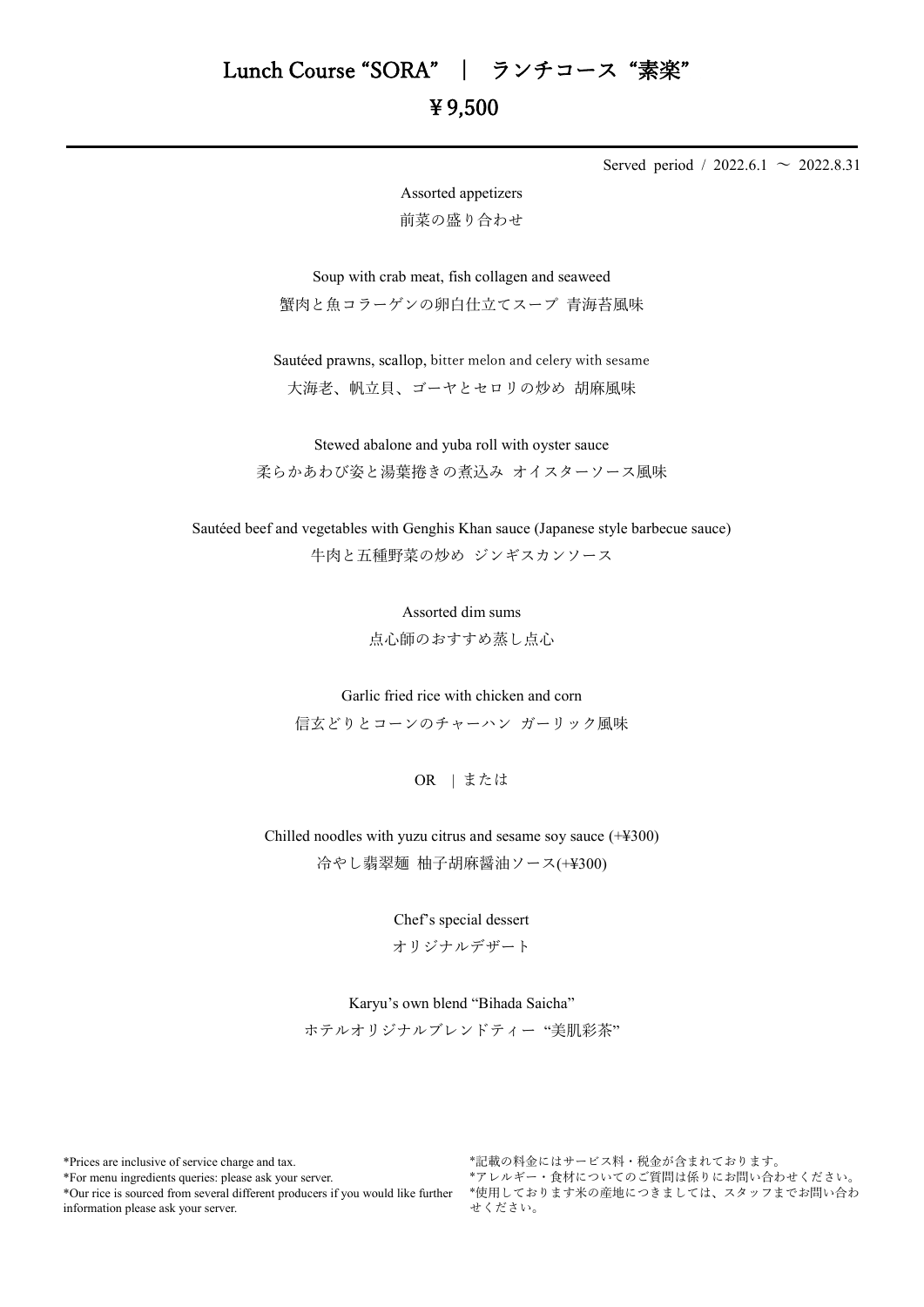# Lunch Course “SORA” ｜ ランチコース“素楽”

## ￥9,500

Served period / 2022.6.1 ～ 2022.8.31

Assorted appetizers
前菜の盛り合わせ

Soup with crab meat, fish collagen and seaweed
蟹肉と魚コラーゲンの卵白仕立てスープ 青海苔風味

Sautéed prawns, scallop, bitter melon and celery with sesame
大海老、帆立貝、ゴーヤとセロリの炒め 胡麻風味

Stewed abalone and yuba roll with oyster sauce
柔らかあわび姿と湯葉捲きの煮込み オイスターソース風味

Sautéed beef and vegetables with Genghis Khan sauce (Japanese style barbecue sauce)
牛肉と五種野菜の炒め ジンギスカンソース

Assorted dim sums
点心師のおすすめ蒸し点心

Garlic fried rice with chicken and corn
信玄どりとコーンのチャーハン ガーリック風味

OR ｜または

Chilled noodles with yuzu citrus and sesame soy sauce (+¥300)
冷やし翡翠麺 柚子胡麻醤油ソース(+¥300)

Chef’s special dessert
オリジナルデザート

Karyu’s own blend “Bihada Saicha”
ホテルオリジナルブレンドティー “美肌彩茶”

*Prices are inclusive of service charge and tax.
*For menu ingredients queries: please ask your server.
*Our rice is sourced from several different producers if you would like further information please ask your server.

*記載の料金にはサービス料・税金が含まれております。
*アレルギー・食材についてのご質問は係りにお問い合わせください。
*使用しております米の産地につきましては、スタッフまでお問い合わせください。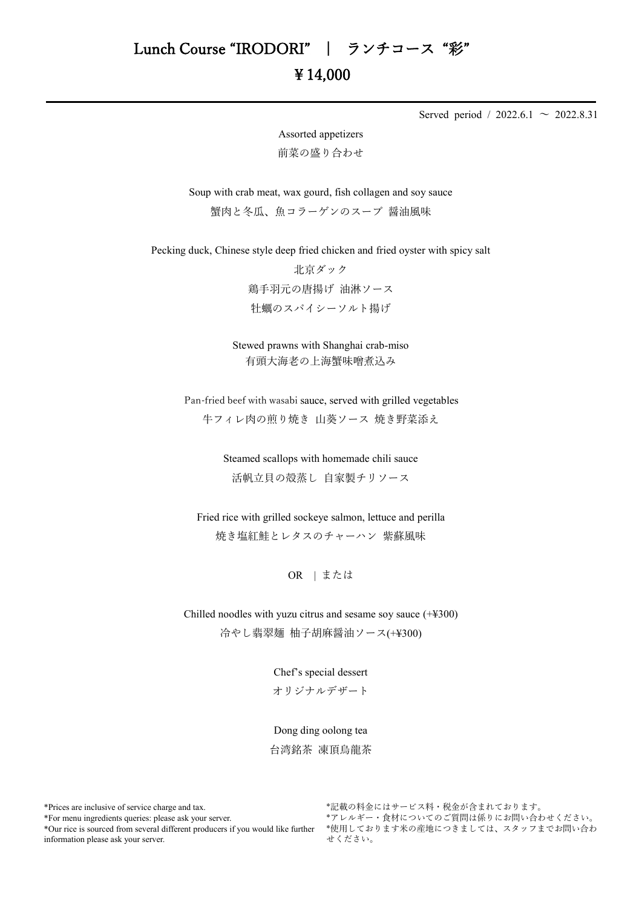# Lunch Course “IRODORI” ｜ ランチコース“彩”

## ￥14,000

Served period / 2022.6.1 ～ 2022.8.31

Assorted appetizers
前菜の盛り合わせ

Soup with crab meat, wax gourd, fish collagen and soy sauce
蟹肉と冬瓜、魚コラーゲンのスープ 醤油風味

Pecking duck, Chinese style deep fried chicken and fried oyster with spicy salt
北京ダック
鶏手羽元の唐揚げ 油淋ソース
牡蠣のスパイシーソルト揚げ

Stewed prawns with Shanghai crab-miso
有頭大海老の上海蟹味噌煮込み

Pan-fried beef with wasabi sauce, served with grilled vegetables
牛フィレ肉の煎り焼き 山葵ソース 焼き野菜添え

Steamed scallops with homemade chili sauce
活帆立貝の殻蒸し 自家製チリソース

Fried rice with grilled sockeye salmon, lettuce and perilla
焼き塩紅鮭とレタスのチャーハン 紫蘇風味

OR ｜または

Chilled noodles with yuzu citrus and sesame soy sauce (+¥300)
冷やし翡翠麺 柚子胡麻醤油ソース(+¥300)

Chef’s special dessert
オリジナルデザート

Dong ding oolong tea
台湾銘茶 凍頂烏龍茶

*Prices are inclusive of service charge and tax.
*For menu ingredients queries: please ask your server.
*Our rice is sourced from several different producers if you would like further information please ask your server.

*記載の料金にはサービス料・税金が含まれております。
*アレルギー・食材についてのご質問は係りにお問い合わせください。
*使用しております米の産地につきましては、スタッフまでお問い合わせください。